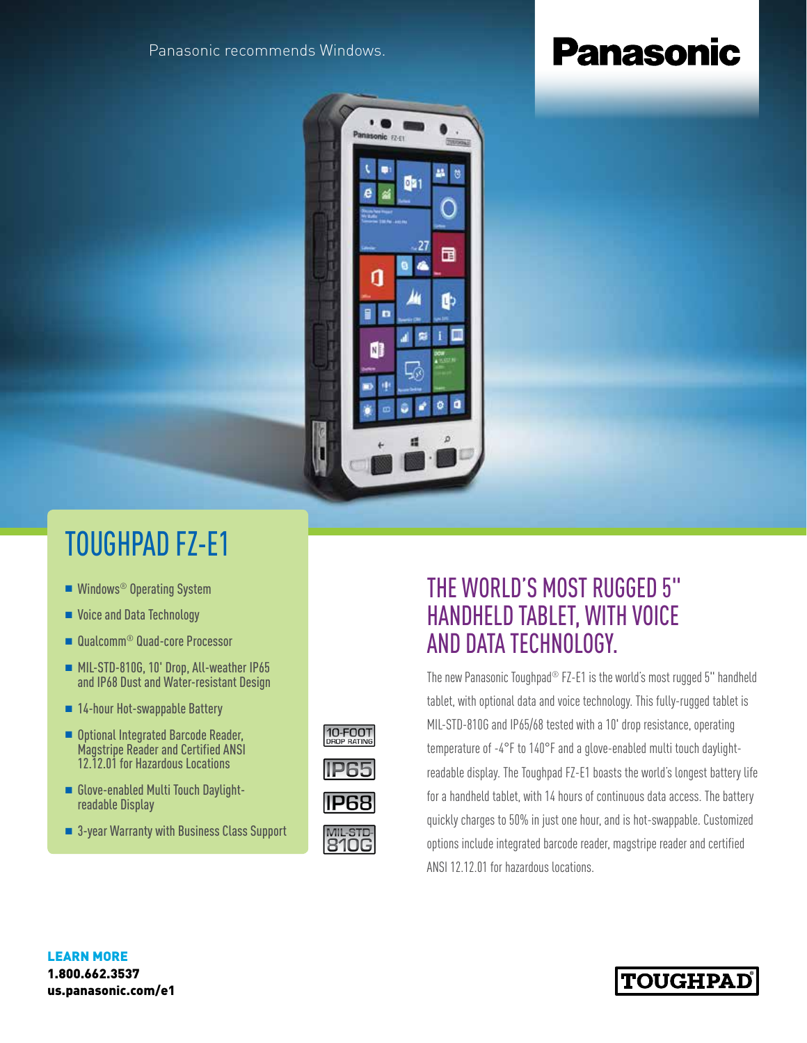Panasonic recommends Windows.

**Panasonic**

# TOUGHPAD FZ-E1

- Windows® Operating System
- Voice and Data Technology
- Qualcomm® Quad-core Processor
- MIL-STD-810G, 10' Drop, All-weather IP65 and IP68 Dust and Water-resistant Design
- 14-hour Hot-swappable Battery
- Optional Integrated Barcode Reader, Magstripe Reader and Certified ANSI 12.12.01 for Hazardous Locations
- Glove-enabled Multi Touch Daylight-readable Display
- 3-year Warranty with Business Class Support

10-FOOT DROP RATING

IP65

IP68

MIL-STD-810G

## THE WORLD'S MOST RUGGED 5" HANDHELD TABLET, WITH VOICE AND DATA TECHNOLOGY.

The new Panasonic Toughpad® FZ-E1 is the world's most rugged 5" handheld tablet, with optional data and voice technology. This fully-rugged tablet is MIL-STD-810G and IP65/68 tested with a 10' drop resistance, operating temperature of -4°F to 140°F and a glove-enabled multi touch daylight-readable display. The Toughpad FZ-E1 boasts the world's longest battery life for a handheld tablet, with 14 hours of continuous data access. The battery quickly charges to 50% in just one hour, and is hot-swappable. Customized options include integrated barcode reader, magstripe reader and certified ANSI 12.12.01 for hazardous locations.

**LEARN MORE**
**1.800.662.3537**
**us.panasonic.com/e1**

TOUGHPAD®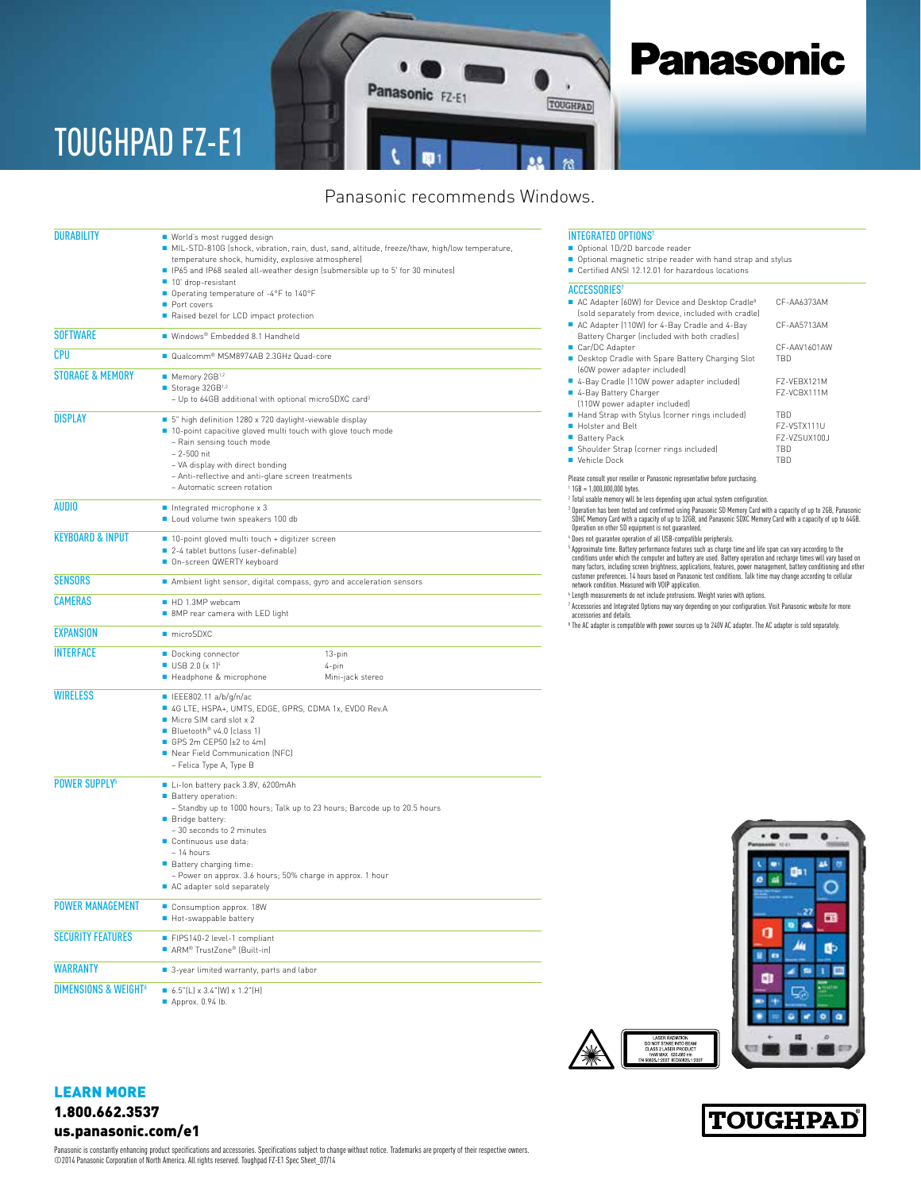# TOUGHPAD FZ-E1

Panasonic

Panasonic recommends Windows.

## DURABILITY

- World's most rugged design
- MIL-STD-810G (shock, vibration, rain, dust, sand, altitude, freeze/thaw, high/low temperature, temperature shock, humidity, explosive atmosphere)
- IP65 and IP68 sealed all-weather design (submersible up to 5' for 30 minutes)
- 10' drop-resistant
- Operating temperature of -4°F to 140°F
- Port covers
- Raised bezel for LCD impact protection

## SOFTWARE

- Windows® Embedded 8.1 Handheld

## CPU

- Qualcomm® MSM8974AB 2.3GHz Quad-core

## STORAGE & MEMORY

- Memory 2GB[1,2]
- Storage 32GB[1,2]
  - Up to 64GB additional with optional microSDXC card[3]

## DISPLAY

- 5" high definition 1280 x 720 daylight-viewable display
- 10-point capacitive gloved multi touch with glove touch mode
  - Rain sensing touch mode
  - 2-500 nit
  - VA display with direct bonding
  - Anti-reflective and anti-glare screen treatments
  - Automatic screen rotation

## AUDIO

- Integrated microphone x 3
- Loud volume twin speakers 100 db

## KEYBOARD & INPUT

- 10-point gloved multi touch + digitizer screen
- 2-4 tablet buttons (user-definable)
- On-screen QWERTY keyboard

## SENSORS

- Ambient light sensor, digital compass, gyro and acceleration sensors

## CAMERAS

- HD 1.3MP webcam
- 8MP rear camera with LED light

## EXPANSION

- microSDXC

## INTERFACE

| | |
|---|---|
| Docking connector | 13-pin |
| USB 2.0 (x 1)[4] | 4-pin |
| Headphone & microphone | Mini-jack stereo |

## WIRELESS

- IEEE802.11 a/b/g/n/ac
- 4G LTE, HSPA+, UMTS, EDGE, GPRS, CDMA 1x, EVDO Rev.A
- Micro SIM card slot x 2
- Bluetooth® v4.0 (class 1)
- GPS 2m CEP50 (±2 to 4m)
- Near Field Communication (NFC)
  - Felica Type A, Type B

## POWER SUPPLY[5]

- Li-Ion battery pack 3.8V, 6200mAh
- Battery operation:
  - Standby up to 1000 hours; Talk up to 23 hours; Barcode up to 20.5 hours
- Bridge battery:
  - 30 seconds to 2 minutes
- Continuous use data:
  - 14 hours
- Battery charging time:
  - Power on approx. 3.6 hours; 50% charge in approx. 1 hour
- AC adapter sold separately

## POWER MANAGEMENT

- Consumption approx. 18W
- Hot-swappable battery

## SECURITY FEATURES

- FIPS140-2 level-1 compliant
- ARM® TrustZone® (Built-in)

## WARRANTY

- 3-year limited warranty, parts and labor

## DIMENSIONS & WEIGHT[6]

- 6.5"(L) x 3.4"(W) x 1.2"(H)
- Approx. 0.94 lb.

## INTEGRATED OPTIONS[7]

- Optional 1D/2D barcode reader
- Optional magnetic stripe reader with hand strap and stylus
- Certified ANSI 12.12.01 for hazardous locations

## ACCESSORIES[7]

| | |
|---|---|
| AC Adapter (60W) for Device and Desktop Cradle[8] (sold separately from device, included with cradle) | CF-AA6373AM |
| AC Adapter (110W) for 4-Bay Cradle and 4-Bay Battery Charger (included with both cradles) | CF-AA5713AM |
| Car/DC Adapter | CF-AAV1601AW |
| Desktop Cradle with Spare Battery Charging Slot (60W power adapter included) | TBD |
| 4-Bay Cradle (110W power adapter included) | FZ-VEBX121M |
| 4-Bay Battery Charger (110W power adapter included) | FZ-VCBX111M |
| Hand Strap with Stylus (corner rings included) | TBD |
| Holster and Belt | FZ-VSTX111U |
| Battery Pack | FZ-VZSUX100J |
| Shoulder Strap (corner rings included) | TBD |
| Vehicle Dock | TBD |

Please consult your reseller or Panasonic representative before purchasing.

[1] 1GB = 1,000,000,000 bytes.

[2] Total usable memory will be less depending upon actual system configuration.

[3] Operation has been tested and confirmed using Panasonic SD Memory Card with a capacity of up to 2GB, Panasonic SDHC Memory Card with a capacity of up to 32GB, and Panasonic SDXC Memory Card with a capacity of up to 64GB. Operation on other SD equipment is not guaranteed.

[4] Does not guarantee operation of all USB-compatible peripherals.

[5] Approximate time. Battery performance features such as charge time and life span can vary according to the conditions under which the computer and battery are used. Battery operation and recharge times will vary based on many factors, including screen brightness, applications, features, power management, battery conditioning and other customer preferences. 14 hours based on Panasonic test conditions. Talk time may change according to cellular network condition. Measured with VOIP application.

[6] Length measurements do not include protrusions. Weight varies with options.

[7] Accessories and Integrated Options may vary depending on your configuration. Visit Panasonic website for more accessories and details.

[8] The AC adapter is compatible with power sources up to 240V AC adapter. The AC adapter is sold separately.

LASER RADIATION
DO NOT STARE INTO BEAM
CLASS 2 LASER PRODUCT
1mW MAX. 630-680 nm
EN 60825-1:2007 IEC60825-1:2007

**LEARN MORE**

**1.800.662.3537**

**us.panasonic.com/e1**

TOUGHPAD®

Panasonic is constantly enhancing product specifications and accessories. Specifications subject to change without notice. Trademarks are property of their respective owners. ©2014 Panasonic Corporation of North America. All rights reserved. Toughpad FZ-E1 Spec Sheet_07/14